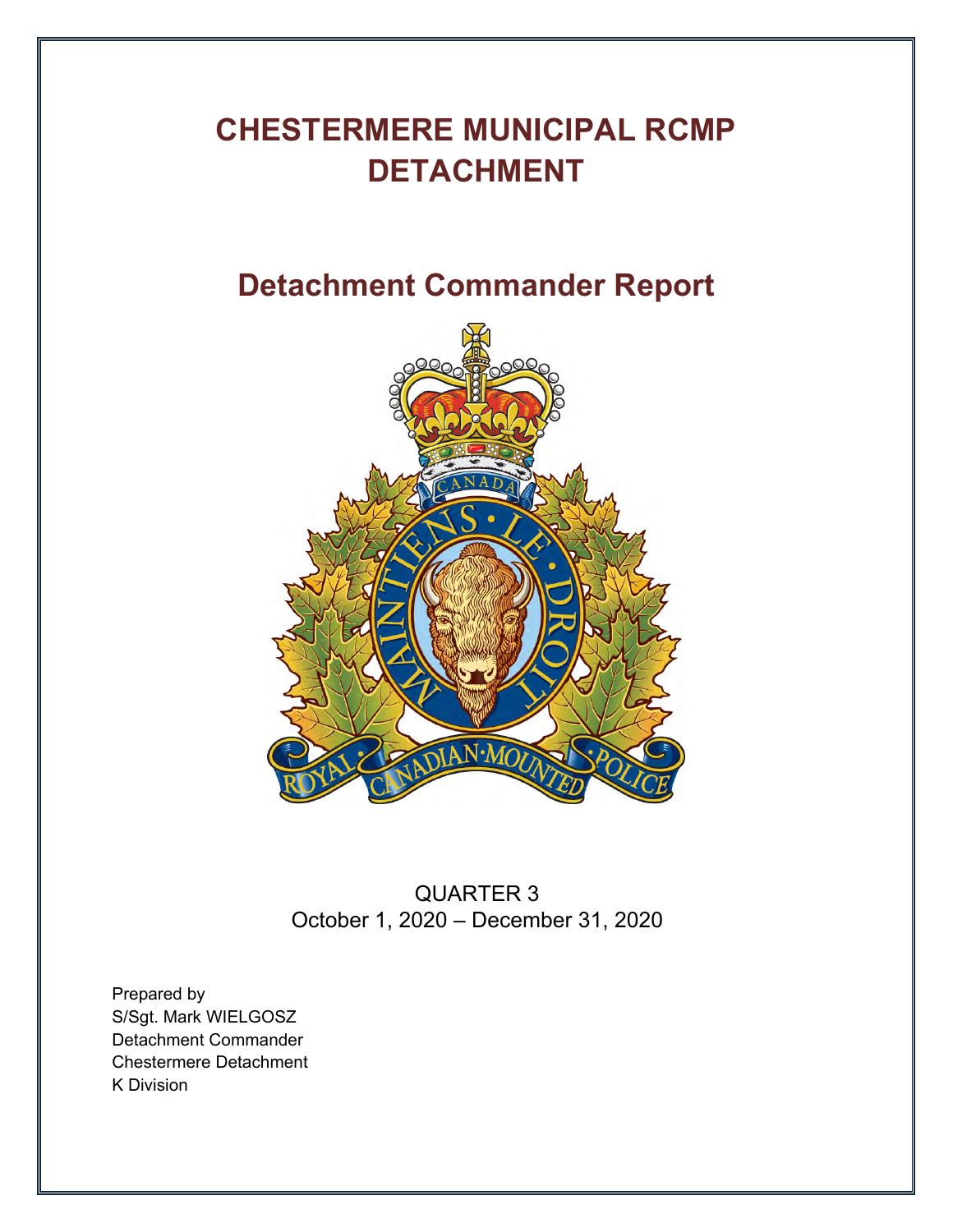# CHESTERMERE MUNICIPAL RCMP DETACHMENT

## Detachment Commander Report

QUARTER 3
October 1, 2020 – December 31, 2020

Prepared by
S/Sgt. Mark WIELGOSZ
Detachment Commander
Chestermere Detachment
K Division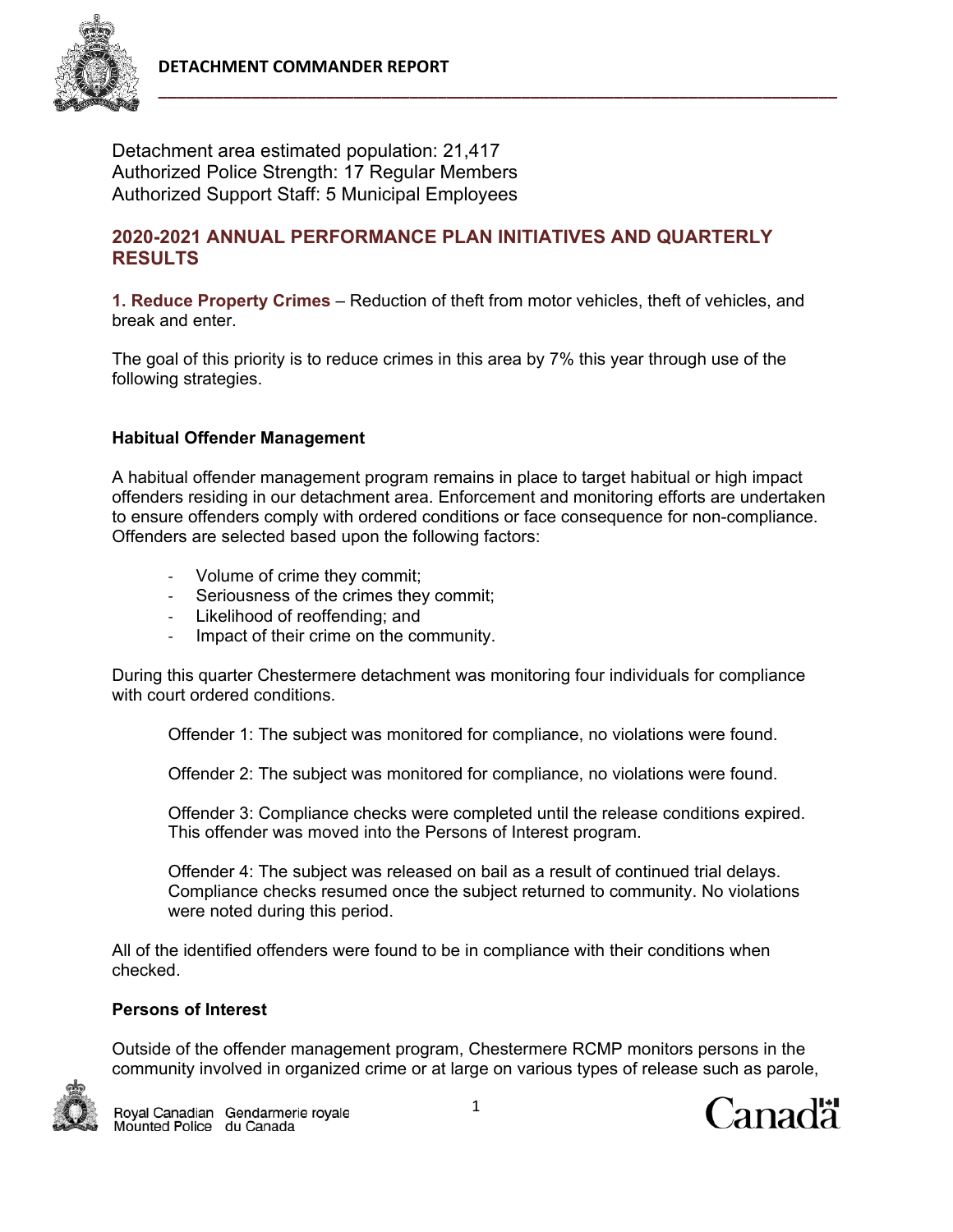# DETACHMENT COMMANDER REPORT

Detachment area estimated population: 21,417
Authorized Police Strength: 17 Regular Members
Authorized Support Staff: 5 Municipal Employees

## 2020-2021 ANNUAL PERFORMANCE PLAN INITIATIVES AND QUARTERLY RESULTS

**1. Reduce Property Crimes** – Reduction of theft from motor vehicles, theft of vehicles, and break and enter.

The goal of this priority is to reduce crimes in this area by 7% this year through use of the following strategies.

### Habitual Offender Management

A habitual offender management program remains in place to target habitual or high impact offenders residing in our detachment area. Enforcement and monitoring efforts are undertaken to ensure offenders comply with ordered conditions or face consequence for non-compliance. Offenders are selected based upon the following factors:

- Volume of crime they commit;
- Seriousness of the crimes they commit;
- Likelihood of reoffending; and
- Impact of their crime on the community.

During this quarter Chestermere detachment was monitoring four individuals for compliance with court ordered conditions.

Offender 1: The subject was monitored for compliance, no violations were found.

Offender 2: The subject was monitored for compliance, no violations were found.

Offender 3: Compliance checks were completed until the release conditions expired. This offender was moved into the Persons of Interest program.

Offender 4: The subject was released on bail as a result of continued trial delays. Compliance checks resumed once the subject returned to community. No violations were noted during this period.

All of the identified offenders were found to be in compliance with their conditions when checked.

### Persons of Interest

Outside of the offender management program, Chestermere RCMP monitors persons in the community involved in organized crime or at large on various types of release such as parole,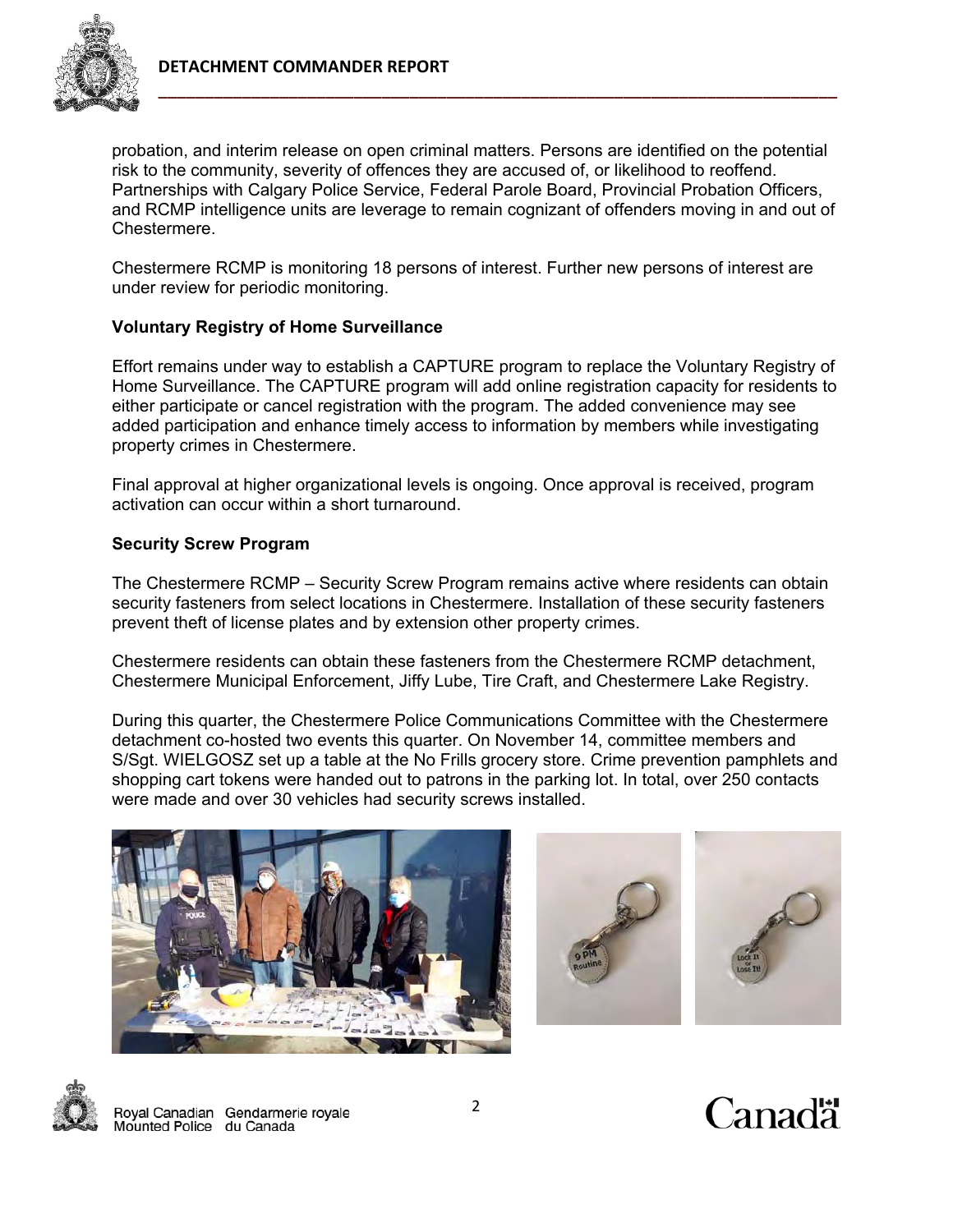probation, and interim release on open criminal matters. Persons are identified on the potential risk to the community, severity of offences they are accused of, or likelihood to reoffend. Partnerships with Calgary Police Service, Federal Parole Board, Provincial Probation Officers, and RCMP intelligence units are leverage to remain cognizant of offenders moving in and out of Chestermere.

Chestermere RCMP is monitoring 18 persons of interest. Further new persons of interest are under review for periodic monitoring.

**Voluntary Registry of Home Surveillance**

Effort remains under way to establish a CAPTURE program to replace the Voluntary Registry of Home Surveillance. The CAPTURE program will add online registration capacity for residents to either participate or cancel registration with the program. The added convenience may see added participation and enhance timely access to information by members while investigating property crimes in Chestermere.

Final approval at higher organizational levels is ongoing. Once approval is received, program activation can occur within a short turnaround.

**Security Screw Program**

The Chestermere RCMP – Security Screw Program remains active where residents can obtain security fasteners from select locations in Chestermere. Installation of these security fasteners prevent theft of license plates and by extension other property crimes.

Chestermere residents can obtain these fasteners from the Chestermere RCMP detachment, Chestermere Municipal Enforcement, Jiffy Lube, Tire Craft, and Chestermere Lake Registry.

During this quarter, the Chestermere Police Communications Committee with the Chestermere detachment co-hosted two events this quarter. On November 14, committee members and S/Sgt. WIELGOSZ set up a table at the No Frills grocery store. Crime prevention pamphlets and shopping cart tokens were handed out to patrons in the parking lot. In total, over 250 contacts were made and over 30 vehicles had security screws installed.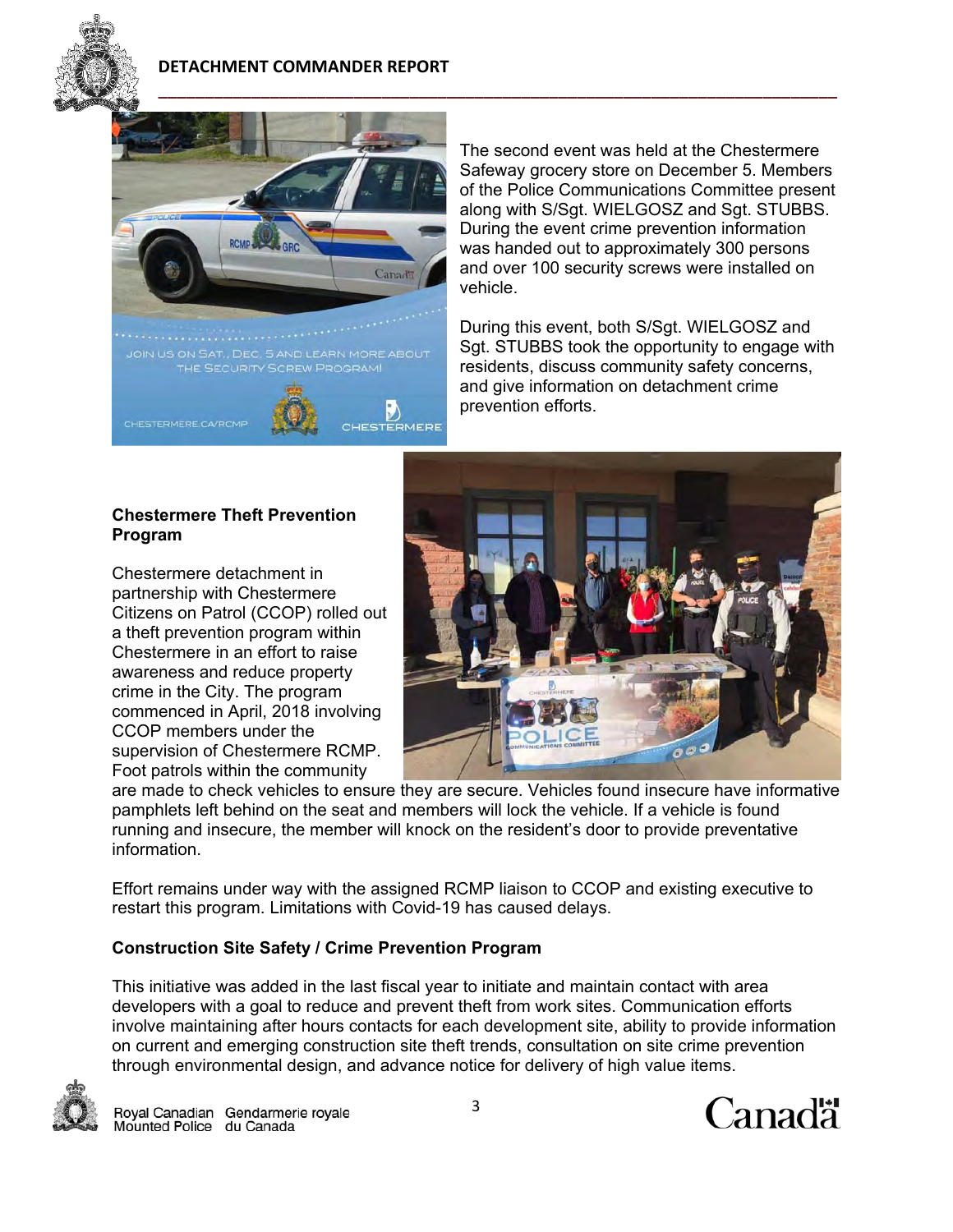The second event was held at the Chestermere Safeway grocery store on December 5. Members of the Police Communications Committee present along with S/Sgt. WIELGOSZ and Sgt. STUBBS. During the event crime prevention information was handed out to approximately 300 persons and over 100 security screws were installed on vehicle.

During this event, both S/Sgt. WIELGOSZ and Sgt. STUBBS took the opportunity to engage with residents, discuss community safety concerns, and give information on detachment crime prevention efforts.

**Chestermere Theft Prevention Program**

Chestermere detachment in partnership with Chestermere Citizens on Patrol (CCOP) rolled out a theft prevention program within Chestermere in an effort to raise awareness and reduce property crime in the City. The program commenced in April, 2018 involving CCOP members under the supervision of Chestermere RCMP. Foot patrols within the community are made to check vehicles to ensure they are secure. Vehicles found insecure have informative pamphlets left behind on the seat and members will lock the vehicle. If a vehicle is found running and insecure, the member will knock on the resident's door to provide preventative information.

Effort remains under way with the assigned RCMP liaison to CCOP and existing executive to restart this program. Limitations with Covid-19 has caused delays.

**Construction Site Safety / Crime Prevention Program**

This initiative was added in the last fiscal year to initiate and maintain contact with area developers with a goal to reduce and prevent theft from work sites. Communication efforts involve maintaining after hours contacts for each development site, ability to provide information on current and emerging construction site theft trends, consultation on site crime prevention through environmental design, and advance notice for delivery of high value items.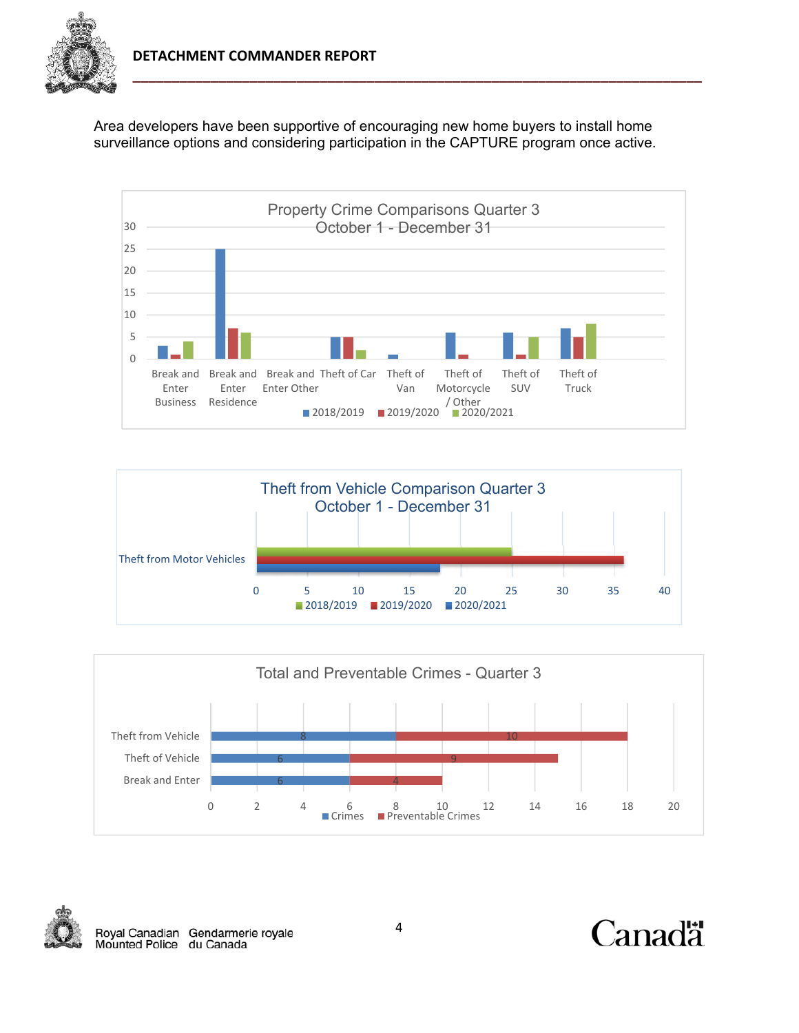Area developers have been supportive of encouraging new home buyers to install home surveillance options and considering participation in the CAPTURE program once active.

Property Crime Comparisons Quarter 3
October 1 - December 31

30
25
20
15
10
5
0

Break and Enter Business
Break and Enter Residence
Break and Enter Other
Theft of Car
Theft of Van
Theft of Motorcycle / Other
Theft of SUV
Theft of Truck

2018/2019 2019/2020 2020/2021

Theft from Vehicle Comparison Quarter 3
October 1 - December 31

Theft from Motor Vehicles

0 5 10 15 20 25 30 35 40

2018/2019 2019/2020 2020/2021

Total and Preventable Crimes - Quarter 3

Theft from Vehicle 8 10
Theft of Vehicle 6 9
Break and Enter 6 4

0 2 4 6 8 10 12 14 16 18 20

Crimes Preventable Crimes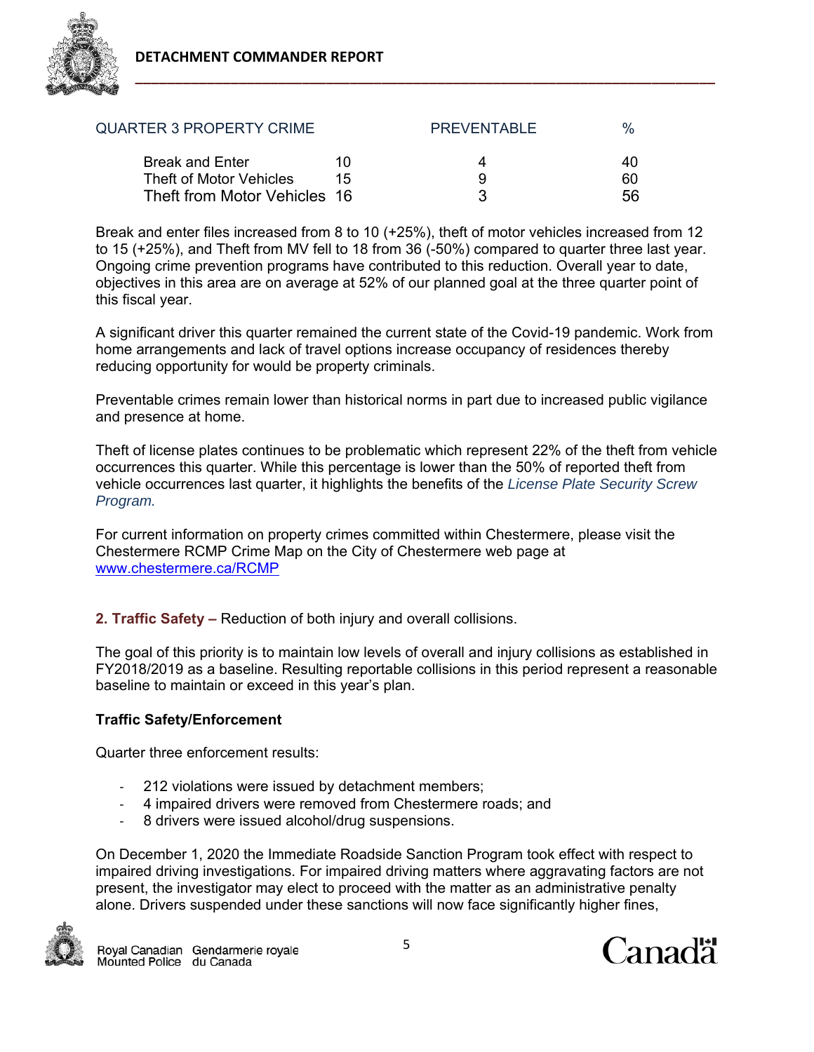| QUARTER 3 PROPERTY CRIME | | PREVENTABLE | % |
|---|---|---|---|
| Break and Enter | 10 | 4 | 40 |
| Theft of Motor Vehicles | 15 | 9 | 60 |
| Theft from Motor Vehicles | 16 | 3 | 56 |

Break and enter files increased from 8 to 10 (+25%), theft of motor vehicles increased from 12 to 15 (+25%), and Theft from MV fell to 18 from 36 (-50%) compared to quarter three last year. Ongoing crime prevention programs have contributed to this reduction. Overall year to date, objectives in this area are on average at 52% of our planned goal at the three quarter point of this fiscal year.

A significant driver this quarter remained the current state of the Covid-19 pandemic. Work from home arrangements and lack of travel options increase occupancy of residences thereby reducing opportunity for would be property criminals.

Preventable crimes remain lower than historical norms in part due to increased public vigilance and presence at home.

Theft of license plates continues to be problematic which represent 22% of the theft from vehicle occurrences this quarter. While this percentage is lower than the 50% of reported theft from vehicle occurrences last quarter, it highlights the benefits of the *License Plate Security Screw Program.*

For current information on property crimes committed within Chestermere, please visit the Chestermere RCMP Crime Map on the City of Chestermere web page at www.chestermere.ca/RCMP

**2. Traffic Safety –** Reduction of both injury and overall collisions.

The goal of this priority is to maintain low levels of overall and injury collisions as established in FY2018/2019 as a baseline. Resulting reportable collisions in this period represent a reasonable baseline to maintain or exceed in this year's plan.

**Traffic Safety/Enforcement**

Quarter three enforcement results:

- 212 violations were issued by detachment members;
- 4 impaired drivers were removed from Chestermere roads; and
- 8 drivers were issued alcohol/drug suspensions.

On December 1, 2020 the Immediate Roadside Sanction Program took effect with respect to impaired driving investigations. For impaired driving matters where aggravating factors are not present, the investigator may elect to proceed with the matter as an administrative penalty alone. Drivers suspended under these sanctions will now face significantly higher fines,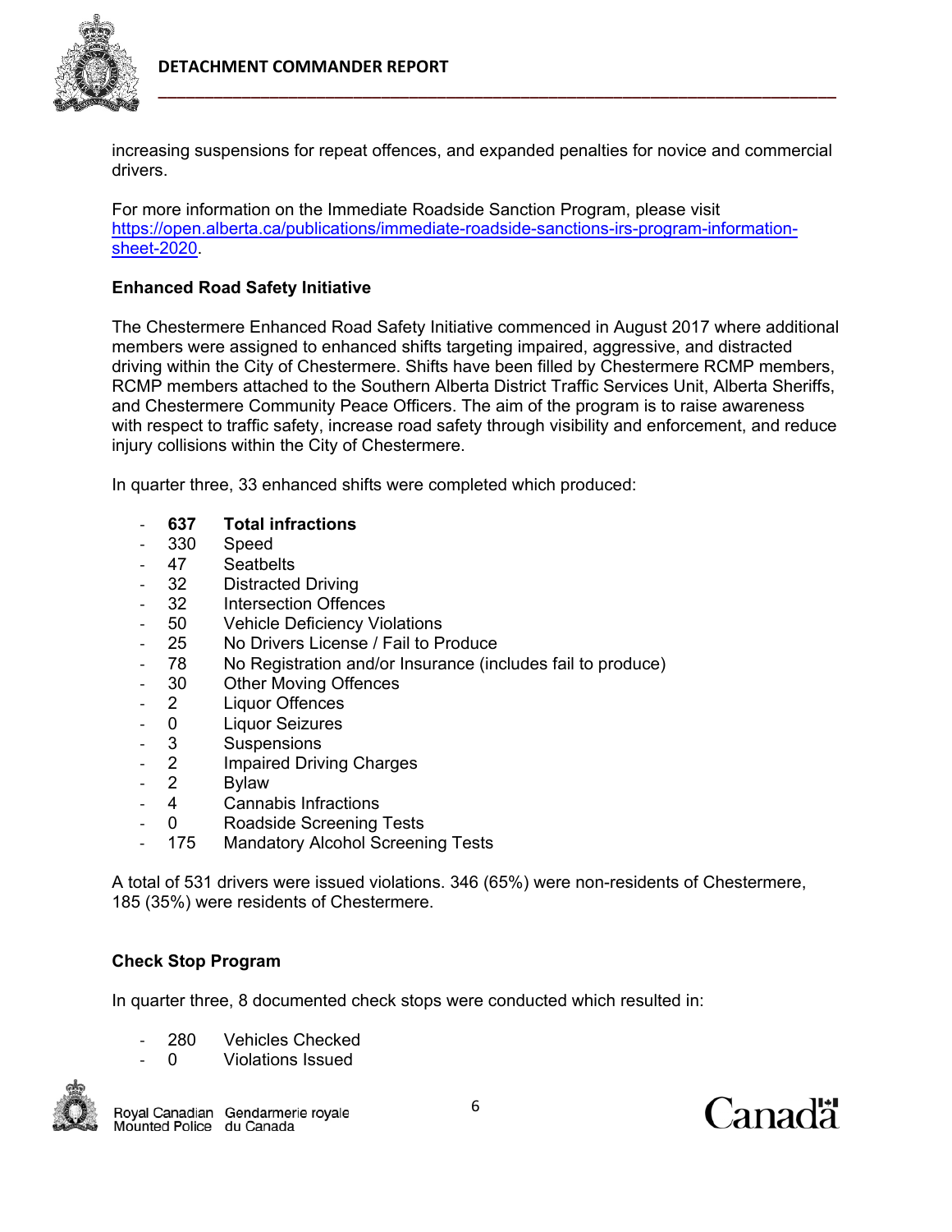increasing suspensions for repeat offences, and expanded penalties for novice and commercial drivers.

For more information on the Immediate Roadside Sanction Program, please visit [https://open.alberta.ca/publications/immediate-roadside-sanctions-irs-program-information-sheet-2020](https://open.alberta.ca/publications/immediate-roadside-sanctions-irs-program-information-sheet-2020).

**Enhanced Road Safety Initiative**

The Chestermere Enhanced Road Safety Initiative commenced in August 2017 where additional members were assigned to enhanced shifts targeting impaired, aggressive, and distracted driving within the City of Chestermere. Shifts have been filled by Chestermere RCMP members, RCMP members attached to the Southern Alberta District Traffic Services Unit, Alberta Sheriffs, and Chestermere Community Peace Officers. The aim of the program is to raise awareness with respect to traffic safety, increase road safety through visibility and enforcement, and reduce injury collisions within the City of Chestermere.

In quarter three, 33 enhanced shifts were completed which produced:

- **637 Total infractions**
- 330 Speed
- 47 Seatbelts
- 32 Distracted Driving
- 32 Intersection Offences
- 50 Vehicle Deficiency Violations
- 25 No Drivers License / Fail to Produce
- 78 No Registration and/or Insurance (includes fail to produce)
- 30 Other Moving Offences
- 2 Liquor Offences
- 0 Liquor Seizures
- 3 Suspensions
- 2 Impaired Driving Charges
- 2 Bylaw
- 4 Cannabis Infractions
- 0 Roadside Screening Tests
- 175 Mandatory Alcohol Screening Tests

A total of 531 drivers were issued violations. 346 (65%) were non-residents of Chestermere, 185 (35%) were residents of Chestermere.

**Check Stop Program**

In quarter three, 8 documented check stops were conducted which resulted in:

- 280 Vehicles Checked
- 0 Violations Issued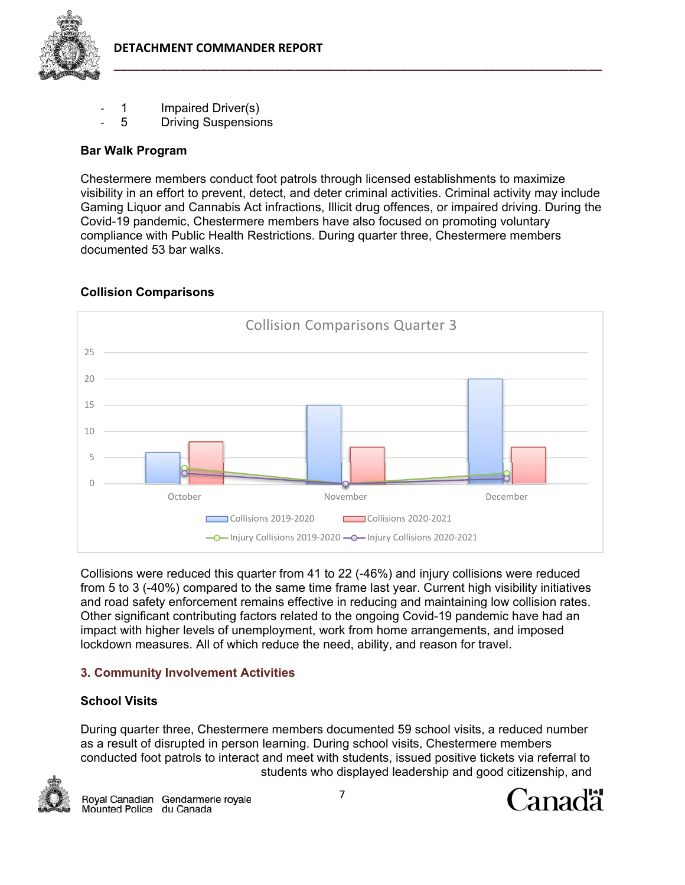- 1 Impaired Driver(s)
- 5 Driving Suspensions

**Bar Walk Program**

Chestermere members conduct foot patrols through licensed establishments to maximize visibility in an effort to prevent, detect, and deter criminal activities. Criminal activity may include Gaming Liquor and Cannabis Act infractions, Illicit drug offences, or impaired driving. During the Covid-19 pandemic, Chestermere members have also focused on promoting voluntary compliance with Public Health Restrictions. During quarter three, Chestermere members documented 53 bar walks.

**Collision Comparisons**

Collision Comparisons Quarter 3

25
20
15
10
5
0

October
November
December

Collisions 2019-2020
Collisions 2020-2021
Injury Collisions 2019-2020
Injury Collisions 2020-2021

Collisions were reduced this quarter from 41 to 22 (-46%) and injury collisions were reduced from 5 to 3 (-40%) compared to the same time frame last year. Current high visibility initiatives and road safety enforcement remains effective in reducing and maintaining low collision rates. Other significant contributing factors related to the ongoing Covid-19 pandemic have had an impact with higher levels of unemployment, work from home arrangements, and imposed lockdown measures. All of which reduce the need, ability, and reason for travel.

## 3. Community Involvement Activities

**School Visits**

During quarter three, Chestermere members documented 59 school visits, a reduced number as a result of disrupted in person learning. During school visits, Chestermere members conducted foot patrols to interact and meet with students, issued positive tickets via referral to students who displayed leadership and good citizenship, and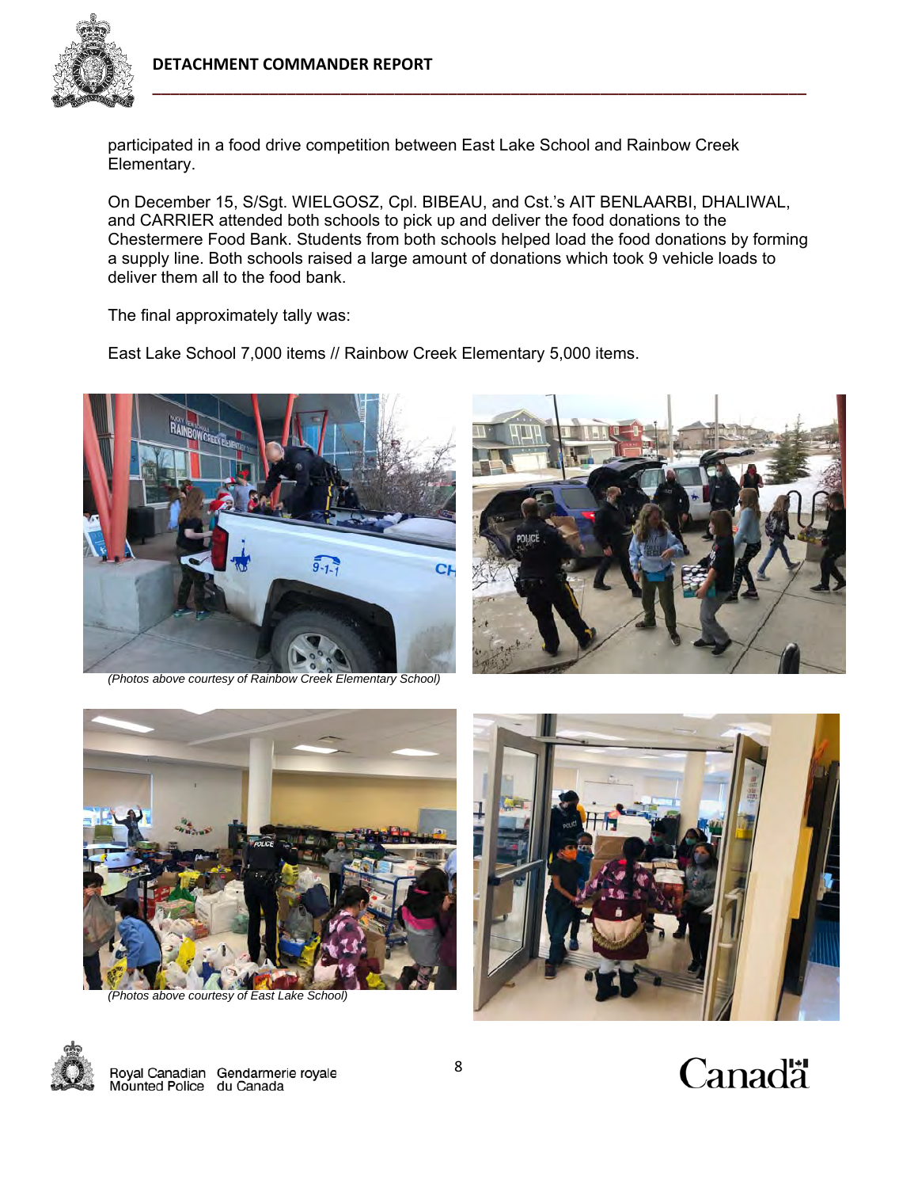participated in a food drive competition between East Lake School and Rainbow Creek Elementary.

On December 15, S/Sgt. WIELGOSZ, Cpl. BIBEAU, and Cst.'s AIT BENLAARBI, DHALIWAL, and CARRIER attended both schools to pick up and deliver the food donations to the Chestermere Food Bank. Students from both schools helped load the food donations by forming a supply line. Both schools raised a large amount of donations which took 9 vehicle loads to deliver them all to the food bank.

The final approximately tally was:

East Lake School 7,000 items // Rainbow Creek Elementary 5,000 items.

*(Photos above courtesy of Rainbow Creek Elementary School)*

*(Photos above courtesy of East Lake School)*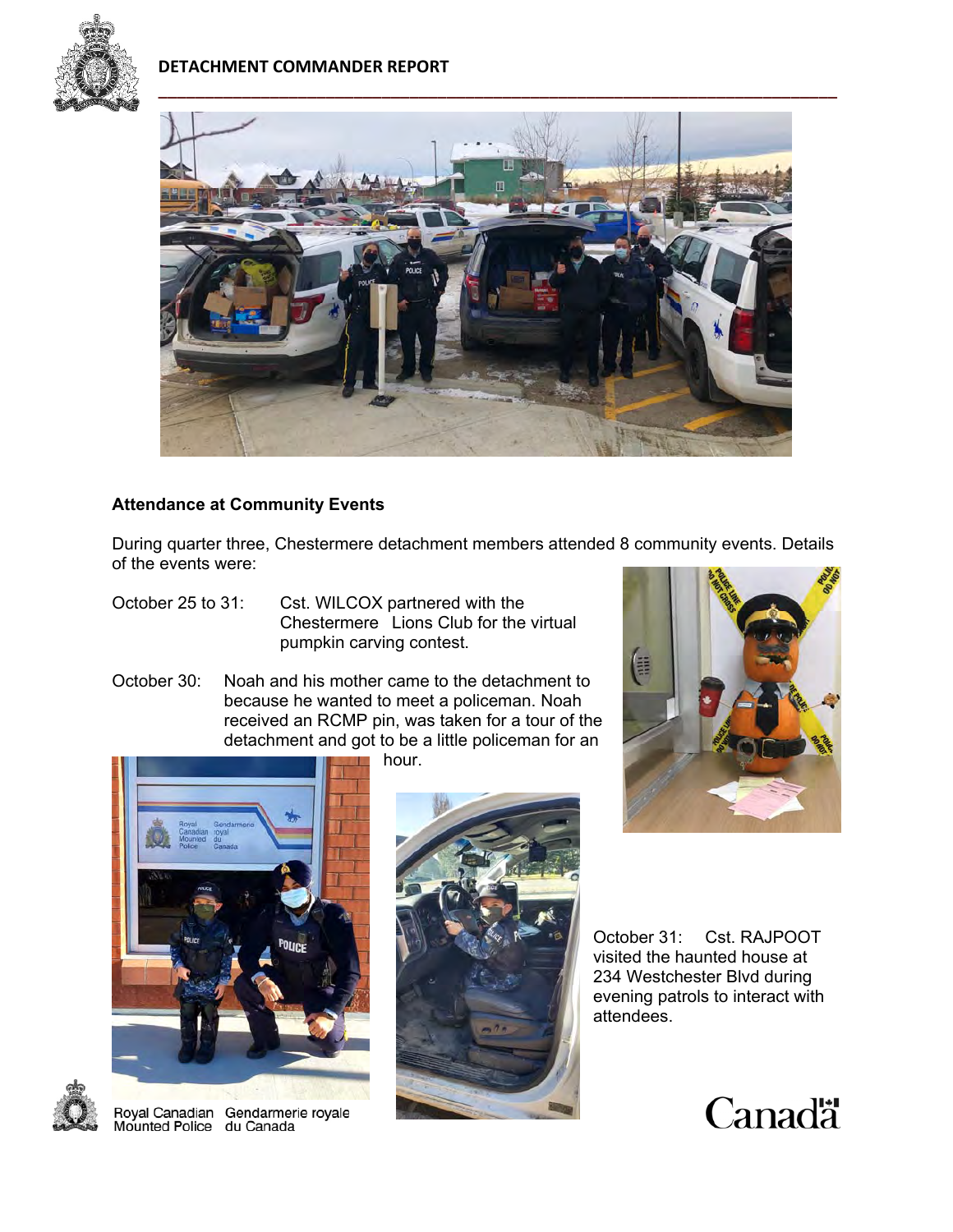## Attendance at Community Events

During quarter three, Chestermere detachment members attended 8 community events. Details of the events were:

October 25 to 31: Cst. WILCOX partnered with the Chestermere Lions Club for the virtual pumpkin carving contest.

October 30: Noah and his mother came to the detachment to because he wanted to meet a policeman. Noah received an RCMP pin, was taken for a tour of the detachment and got to be a little policeman for an hour.

October 31: Cst. RAJPOOT visited the haunted house at 234 Westchester Blvd during evening patrols to interact with attendees.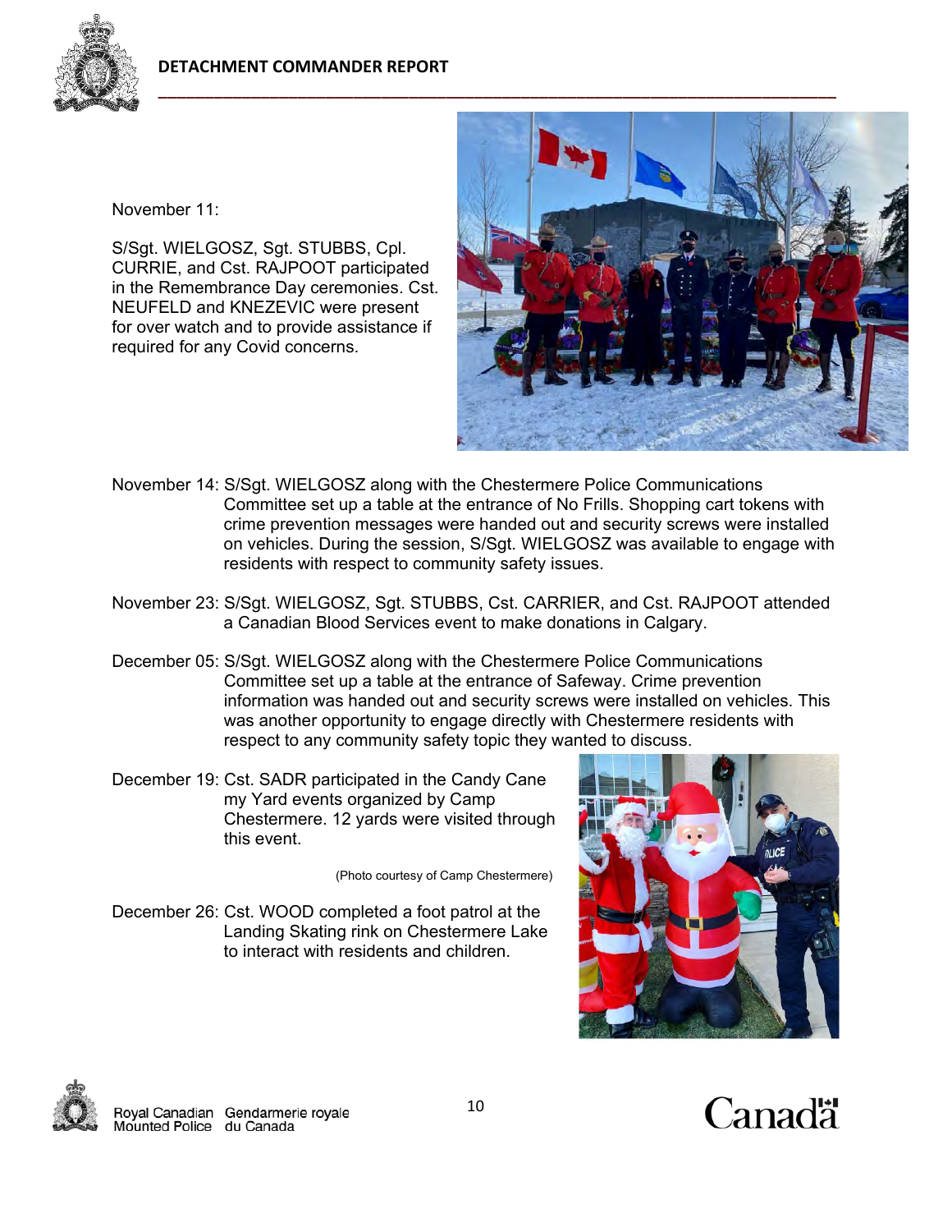November 11:

S/Sgt. WIELGOSZ, Sgt. STUBBS, Cpl. CURRIE, and Cst. RAJPOOT participated in the Remembrance Day ceremonies. Cst. NEUFELD and KNEZEVIC were present for over watch and to provide assistance if required for any Covid concerns.

November 14: S/Sgt. WIELGOSZ along with the Chestermere Police Communications Committee set up a table at the entrance of No Frills. Shopping cart tokens with crime prevention messages were handed out and security screws were installed on vehicles. During the session, S/Sgt. WIELGOSZ was available to engage with residents with respect to community safety issues.

November 23: S/Sgt. WIELGOSZ, Sgt. STUBBS, Cst. CARRIER, and Cst. RAJPOOT attended a Canadian Blood Services event to make donations in Calgary.

December 05: S/Sgt. WIELGOSZ along with the Chestermere Police Communications Committee set up a table at the entrance of Safeway. Crime prevention information was handed out and security screws were installed on vehicles. This was another opportunity to engage directly with Chestermere residents with respect to any community safety topic they wanted to discuss.

December 19: Cst. SADR participated in the Candy Cane my Yard events organized by Camp Chestermere. 12 yards were visited through this event.

(Photo courtesy of Camp Chestermere)

December 26: Cst. WOOD completed a foot patrol at the Landing Skating rink on Chestermere Lake to interact with residents and children.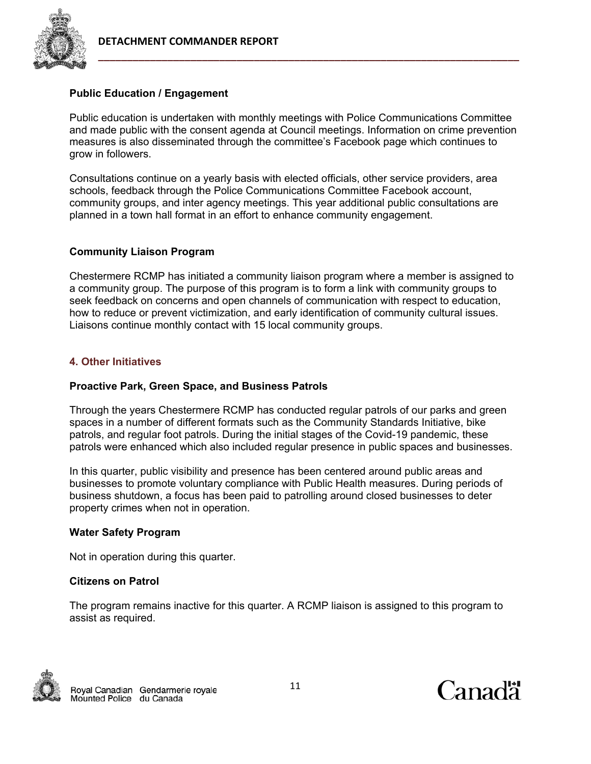### Public Education / Engagement

Public education is undertaken with monthly meetings with Police Communications Committee and made public with the consent agenda at Council meetings. Information on crime prevention measures is also disseminated through the committee's Facebook page which continues to grow in followers.

Consultations continue on a yearly basis with elected officials, other service providers, area schools, feedback through the Police Communications Committee Facebook account, community groups, and inter agency meetings. This year additional public consultations are planned in a town hall format in an effort to enhance community engagement.

### Community Liaison Program

Chestermere RCMP has initiated a community liaison program where a member is assigned to a community group. The purpose of this program is to form a link with community groups to seek feedback on concerns and open channels of communication with respect to education, how to reduce or prevent victimization, and early identification of community cultural issues. Liaisons continue monthly contact with 15 local community groups.

## 4. Other Initiatives

### Proactive Park, Green Space, and Business Patrols

Through the years Chestermere RCMP has conducted regular patrols of our parks and green spaces in a number of different formats such as the Community Standards Initiative, bike patrols, and regular foot patrols. During the initial stages of the Covid-19 pandemic, these patrols were enhanced which also included regular presence in public spaces and businesses.

In this quarter, public visibility and presence has been centered around public areas and businesses to promote voluntary compliance with Public Health measures. During periods of business shutdown, a focus has been paid to patrolling around closed businesses to deter property crimes when not in operation.

### Water Safety Program

Not in operation during this quarter.

### Citizens on Patrol

The program remains inactive for this quarter. A RCMP liaison is assigned to this program to assist as required.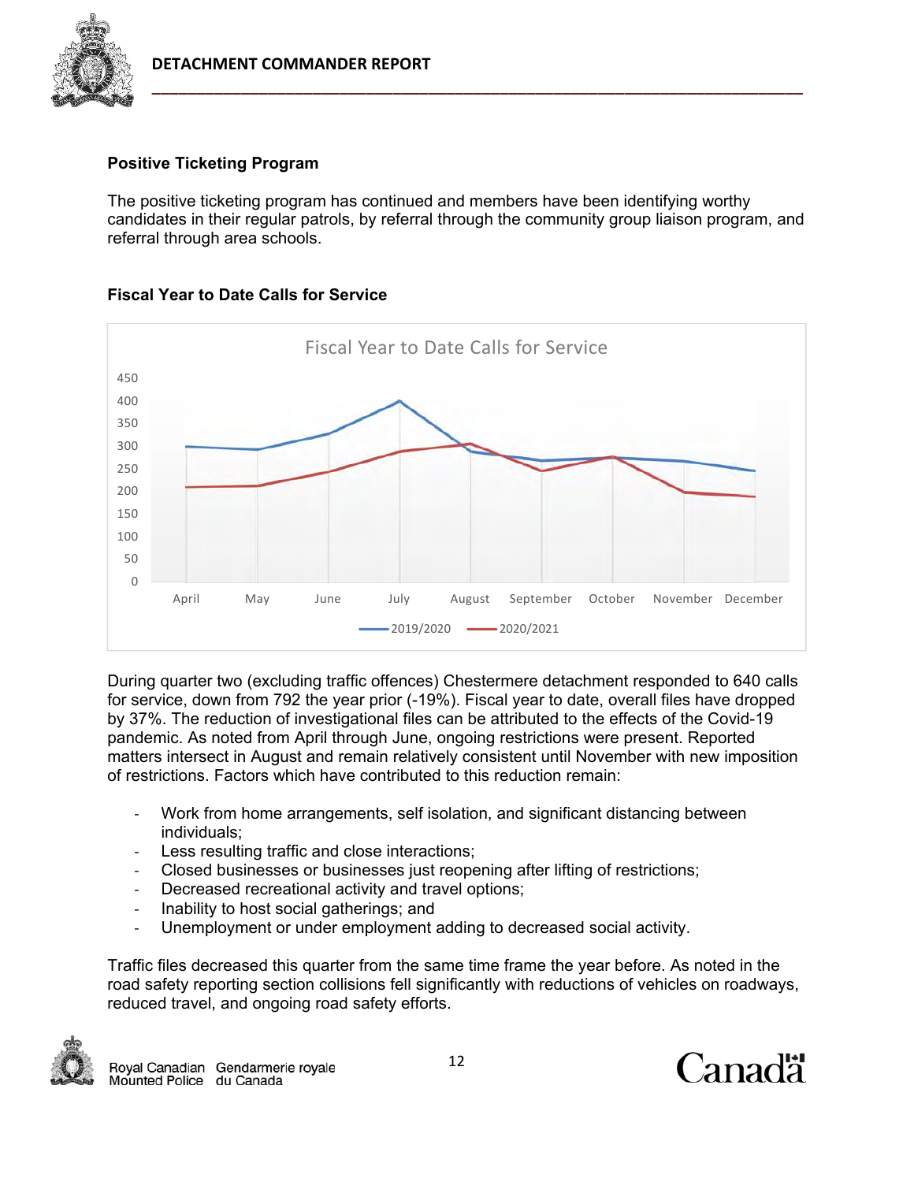### Positive Ticketing Program

The positive ticketing program has continued and members have been identifying worthy candidates in their regular patrols, by referral through the community group liaison program, and referral through area schools.

### Fiscal Year to Date Calls for Service

Fiscal Year to Date Calls for Service

450
400
350
300
250
200
150
100
50
0

April May June July August September October November December

2019/2020 2020/2021

During quarter two (excluding traffic offences) Chestermere detachment responded to 640 calls for service, down from 792 the year prior (-19%). Fiscal year to date, overall files have dropped by 37%. The reduction of investigational files can be attributed to the effects of the Covid-19 pandemic. As noted from April through June, ongoing restrictions were present. Reported matters intersect in August and remain relatively consistent until November with new imposition of restrictions. Factors which have contributed to this reduction remain:

- Work from home arrangements, self isolation, and significant distancing between individuals;
- Less resulting traffic and close interactions;
- Closed businesses or businesses just reopening after lifting of restrictions;
- Decreased recreational activity and travel options;
- Inability to host social gatherings; and
- Unemployment or under employment adding to decreased social activity.

Traffic files decreased this quarter from the same time frame the year before. As noted in the road safety reporting section collisions fell significantly with reductions of vehicles on roadways, reduced travel, and ongoing road safety efforts.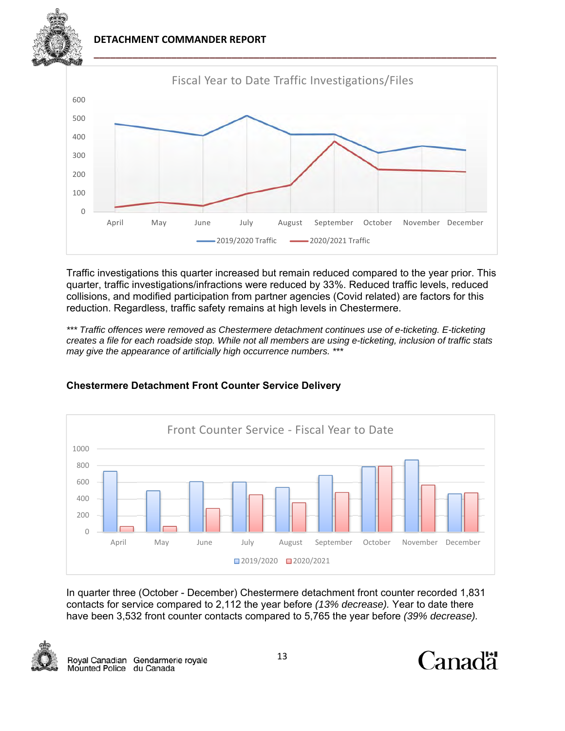Fiscal Year to Date Traffic Investigations/Files

600
500
400
300
200
100
0

April May June July August September October November December

2019/2020 Traffic
2020/2021 Traffic

Traffic investigations this quarter increased but remain reduced compared to the year prior. This quarter, traffic investigations/infractions were reduced by 33%. Reduced traffic levels, reduced collisions, and modified participation from partner agencies (Covid related) are factors for this reduction. Regardless, traffic safety remains at high levels in Chestermere.

*\*\*\* Traffic offences were removed as Chestermere detachment continues use of e-ticketing. E-ticketing creates a file for each roadside stop. While not all members are using e-ticketing, inclusion of traffic stats may give the appearance of artificially high occurrence numbers. \*\*\**

### Chestermere Detachment Front Counter Service Delivery

Front Counter Service - Fiscal Year to Date

1000
800
600
400
200
0

April May June July August September October November December

2019/2020
2020/2021

In quarter three (October - December) Chestermere detachment front counter recorded 1,831 contacts for service compared to 2,112 the year before *(13% decrease).* Year to date there have been 3,532 front counter contacts compared to 5,765 the year before *(39% decrease).*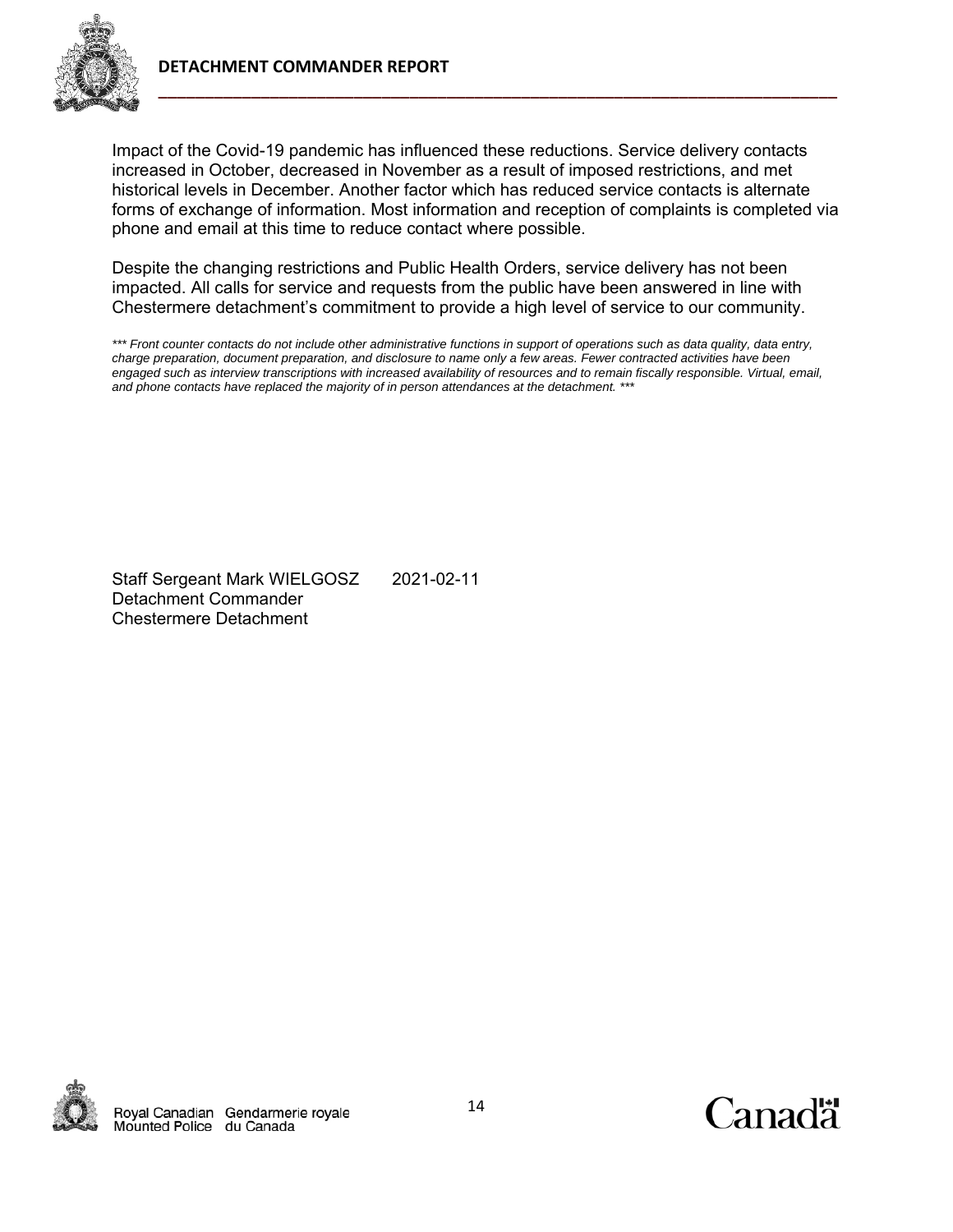Impact of the Covid-19 pandemic has influenced these reductions. Service delivery contacts increased in October, decreased in November as a result of imposed restrictions, and met historical levels in December. Another factor which has reduced service contacts is alternate forms of exchange of information. Most information and reception of complaints is completed via phone and email at this time to reduce contact where possible.

Despite the changing restrictions and Public Health Orders, service delivery has not been impacted. All calls for service and requests from the public have been answered in line with Chestermere detachment's commitment to provide a high level of service to our community.

*\*\*\* Front counter contacts do not include other administrative functions in support of operations such as data quality, data entry, charge preparation, document preparation, and disclosure to name only a few areas. Fewer contracted activities have been engaged such as interview transcriptions with increased availability of resources and to remain fiscally responsible. Virtual, email, and phone contacts have replaced the majority of in person attendances at the detachment. \*\*\**

Staff Sergeant Mark WIELGOSZ 2021-02-11
Detachment Commander
Chestermere Detachment